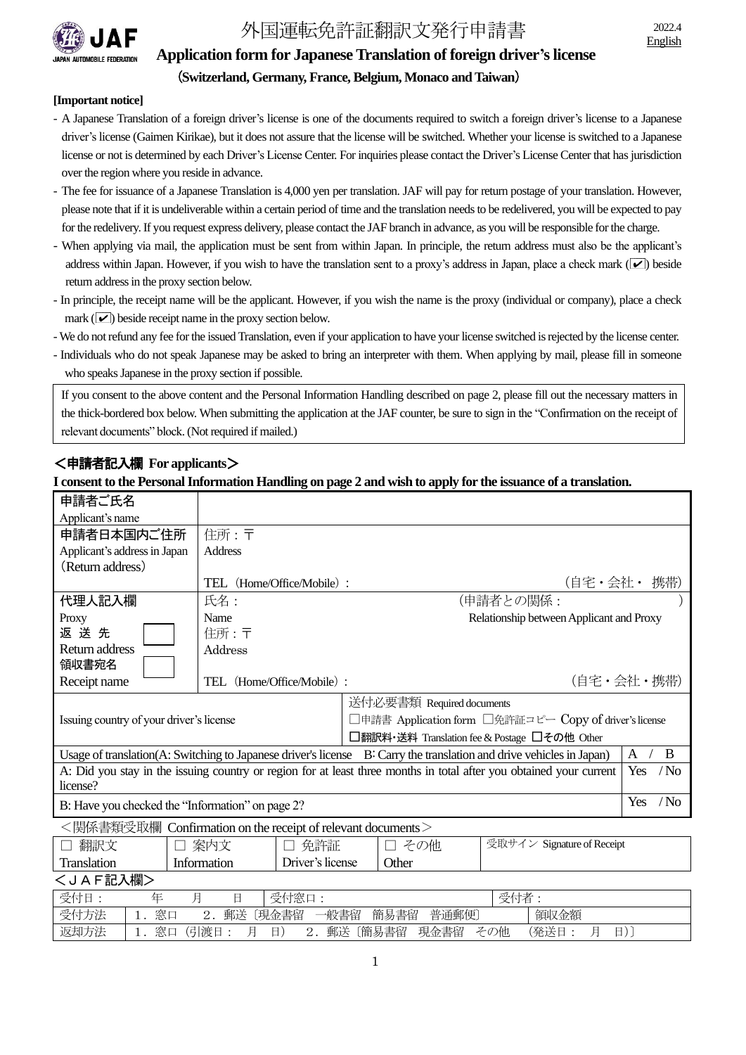2022.4
English

# 外国運転免許証翻訳文発行申請書

## Application form for Japanese Translation of foreign driver's license

### （Switzerland, Germany, France, Belgium, Monaco and Taiwan）

**[Important notice]**

- A Japanese Translation of a foreign driver's license is one of the documents required to switch a foreign driver's license to a Japanese driver's license (Gaimen Kirikae), but it does not assure that the license will be switched. Whether your license is switched to a Japanese license or not is determined by each Driver's License Center. For inquiries please contact the Driver's License Center that has jurisdiction over the region where you reside in advance.
- The fee for issuance of a Japanese Translation is 4,000 yen per translation. JAF will pay for return postage of your translation. However, please note that if it is undeliverable within a certain period of time and the translation needs to be redelivered, you will be expected to pay for the redelivery. If you request express delivery, please contact the JAF branch in advance, as you will be responsible for the charge.
- When applying via mail, the application must be sent from within Japan. In principle, the return address must also be the applicant's address within Japan. However, if you wish to have the translation sent to a proxy's address in Japan, place a check mark (☑) beside return address in the proxy section below.
- In principle, the receipt name will be the applicant. However, if you wish the name is the proxy (individual or company), place a check mark (☑) beside receipt name in the proxy section below.
- We do not refund any fee for the issued Translation, even if your application to have your license switched is rejected by the license center.
- Individuals who do not speak Japanese may be asked to bring an interpreter with them. When applying by mail, please fill in someone who speaks Japanese in the proxy section if possible.

If you consent to the above content and the Personal Information Handling described on page 2, please fill out the necessary matters in the thick-bordered box below. When submitting the application at the JAF counter, be sure to sign in the "Confirmation on the receipt of relevant documents" block. (Not required if mailed.)

## ＜申請者記入欄 For applicants＞

**I consent to the Personal Information Handling on page 2 and wish to apply for the issuance of a translation.**

| | | |
|---|---|---|
| 申請者ご氏名<br>Applicant's name | | |
| 申請者日本国内ご住所<br>Applicant's address in Japan<br>(Return address) | 住所：〒<br>Address<br><br>TEL (Home/Office/Mobile)： （自宅・会社・携帯） | |
| 代理人記入欄<br>Proxy<br>返送先 ☐<br>Return address<br>領収書宛名 ☐<br>Receipt name | 氏名：<br>Name<br>住所：〒<br>Address<br><br>TEL (Home/Office/Mobile)： （自宅・会社・携帯） | (申請者との関係： )<br>Relationship between Applicant and Proxy |
| Issuing country of your driver's license | | 送付必要書類 Required documents<br>☐申請書 Application form ☐免許証コピー Copy of driver's license<br>☐翻訳料・送料 Translation fee & Postage ☐その他 Other |
| Usage of translation(A: Switching to Japanese driver's license B: Carry the translation and drive vehicles in Japan) | | A / B |
| A: Did you stay in the issuing country or region for at least three months in total after you obtained your current license? | | Yes / No |
| B: Have you checked the "Information" on page 2? | | Yes / No |

＜関係書類受取欄 Confirmation on the receipt of relevant documents＞

| ☐ 翻訳文<br>Translation | ☐ 案内文<br>Information | ☐ 免許証<br>Driver's license | ☐ その他<br>Other | 受取サイン Signature of Receipt |
|---|---|---|---|---|

＜ＪＡＦ記入欄＞

| | | | |
|---|---|---|---|
| 受付日： 年 月 日 | 受付窓口： | | 受付者： |
| 受付方法 | １．窓口 ２．郵送〔現金書留 一般書留 簡易書留 普通郵便〕 | | 領収金額 |
| 返却方法 | １．窓口（引渡日： 月 日） ２．郵送〔簡易書留 現金書留 その他 （発送日： 月 日）〕 | | |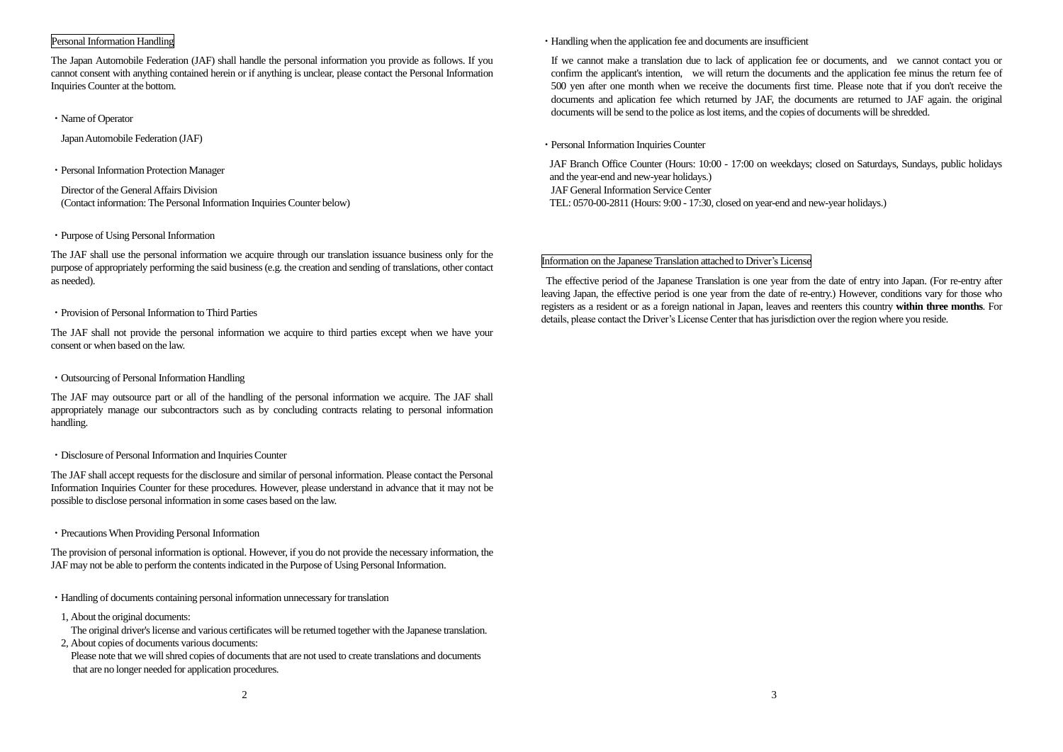## Personal Information Handling

The Japan Automobile Federation (JAF) shall handle the personal information you provide as follows. If you cannot consent with anything contained herein or if anything is unclear, please contact the Personal Information Inquiries Counter at the bottom.

・Name of Operator

Japan Automobile Federation (JAF)

・Personal Information Protection Manager

Director of the General Affairs Division
(Contact information: The Personal Information Inquiries Counter below)

・Purpose of Using Personal Information

The JAF shall use the personal information we acquire through our translation issuance business only for the purpose of appropriately performing the said business (e.g. the creation and sending of translations, other contact as needed).

・Provision of Personal Information to Third Parties

The JAF shall not provide the personal information we acquire to third parties except when we have your consent or when based on the law.

・Outsourcing of Personal Information Handling

The JAF may outsource part or all of the handling of the personal information we acquire. The JAF shall appropriately manage our subcontractors such as by concluding contracts relating to personal information handling.

・Disclosure of Personal Information and Inquiries Counter

The JAF shall accept requests for the disclosure and similar of personal information. Please contact the Personal Information Inquiries Counter for these procedures. However, please understand in advance that it may not be possible to disclose personal information in some cases based on the law.

・Precautions When Providing Personal Information

The provision of personal information is optional. However, if you do not provide the necessary information, the JAF may not be able to perform the contents indicated in the Purpose of Using Personal Information.

・Handling of documents containing personal information unnecessary for translation

1, About the original documents:
The original driver's license and various certificates will be returned together with the Japanese translation.

2, About copies of documents various documents:
Please note that we will shred copies of documents that are not used to create translations and documents that are no longer needed for application procedures.

・Handling when the application fee and documents are insufficient

If we cannot make a translation due to lack of application fee or documents, and we cannot contact you or confirm the applicant's intention, we will return the documents and the application fee minus the return fee of 500 yen after one month when we receive the documents first time. Please note that if you don't receive the documents and aplication fee which returned by JAF, the documents are returned to JAF again. the original documents will be send to the police as lost items, and the copies of documents will be shredded.

・Personal Information Inquiries Counter

JAF Branch Office Counter (Hours: 10:00 - 17:00 on weekdays; closed on Saturdays, Sundays, public holidays and the year-end and new-year holidays.)
JAF General Information Service Center
TEL: 0570-00-2811 (Hours: 9:00 - 17:30, closed on year-end and new-year holidays.)

## Information on the Japanese Translation attached to Driver's License

The effective period of the Japanese Translation is one year from the date of entry into Japan. (For re-entry after leaving Japan, the effective period is one year from the date of re-entry.) However, conditions vary for those who registers as a resident or as a foreign national in Japan, leaves and reenters this country **within three months**. For details, please contact the Driver's License Center that has jurisdiction over the region where you reside.